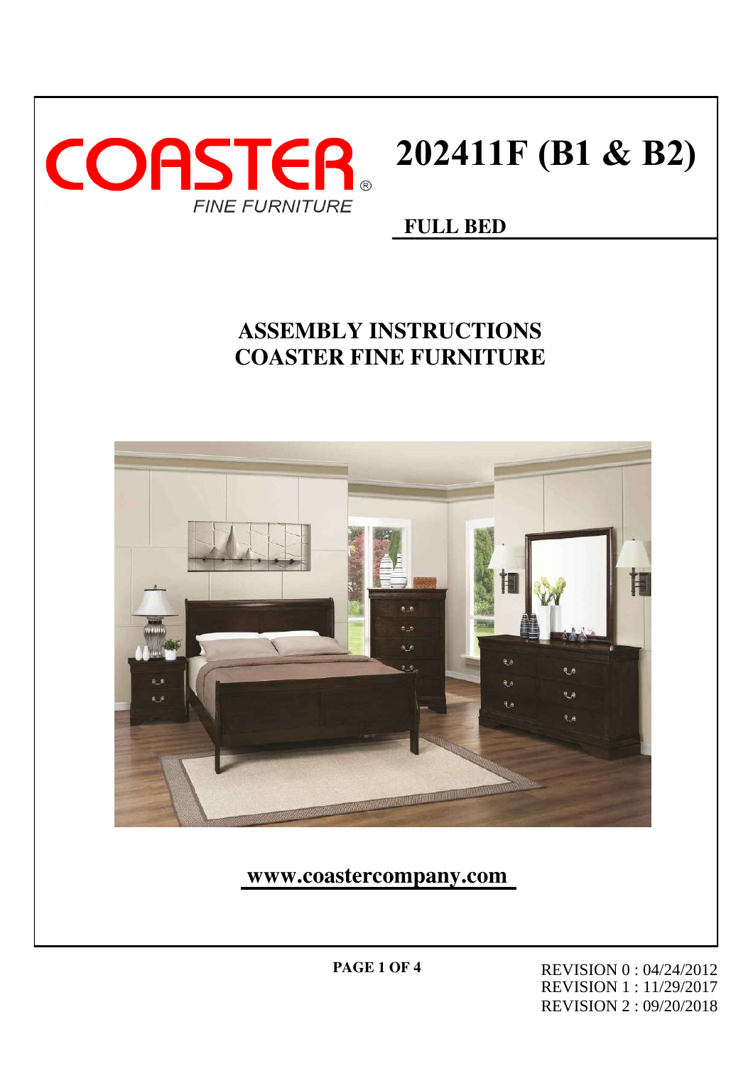COASTER
FINE FURNITURE

# 202411F (B1 & B2)

## FULL BED

# ASSEMBLY INSTRUCTIONS
# COASTER FINE FURNITURE

**www.coastercompany.com**

REVISION 0 : 04/24/2012
REVISION 1 : 11/29/2017
REVISION 2 : 09/20/2018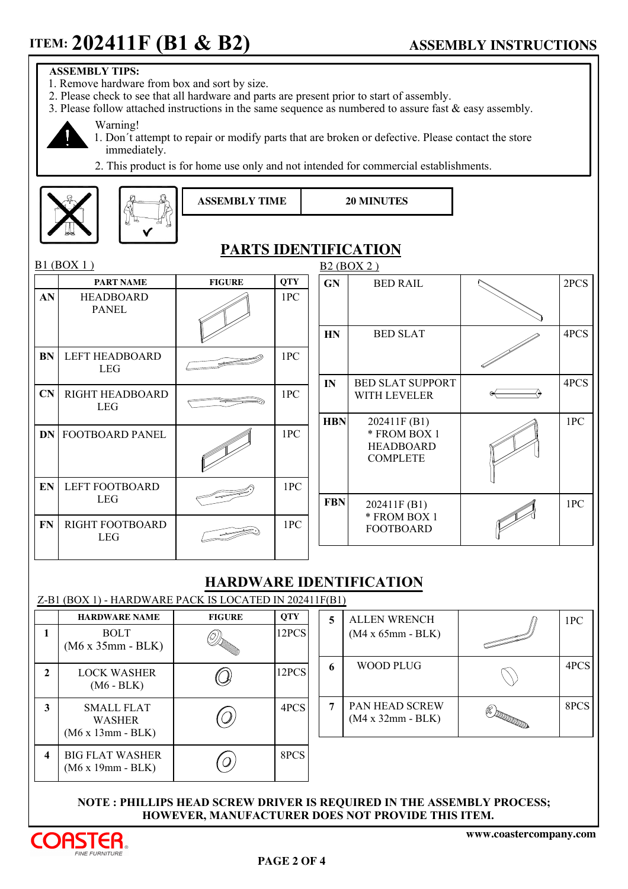# ITEM: 202411F (B1 & B2)

## ASSEMBLY INSTRUCTIONS

**ASSEMBLY TIPS:**

1. Remove hardware from box and sort by size.
2. Please check to see that all hardware and parts are present prior to start of assembly.
3. Please follow attached instructions in the same sequence as numbered to assure fast & easy assembly.

Warning!

1. Don´t attempt to repair or modify parts that are broken or defective. Please contact the store immediately.
2. This product is for home use only and not intended for commercial establishments.

| ASSEMBLY TIME | 20 MINUTES |
|---|---|

## PARTS IDENTIFICATION

B1 (BOX 1 )

| | PART NAME | FIGURE | QTY |
|---|---|---|---|
| AN | HEADBOARD PANEL | | 1PC |
| BN | LEFT HEADBOARD LEG | | 1PC |
| CN | RIGHT HEADBOARD LEG | | 1PC |
| DN | FOOTBOARD PANEL | | 1PC |
| EN | LEFT FOOTBOARD LEG | | 1PC |
| FN | RIGHT FOOTBOARD LEG | | 1PC |

B2 (BOX 2 )

| | PART NAME | FIGURE | QTY |
|---|---|---|---|
| GN | BED RAIL | | 2PCS |
| HN | BED SLAT | | 4PCS |
| IN | BED SLAT SUPPORT WITH LEVELER | | 4PCS |
| HBN | 202411F (B1) * FROM BOX 1 HEADBOARD COMPLETE | | 1PC |
| FBN | 202411F (B1) * FROM BOX 1 FOOTBOARD | | 1PC |

## HARDWARE IDENTIFICATION

Z-B1 (BOX 1) - HARDWARE PACK IS LOCATED IN 202411F(B1)

| | HARDWARE NAME | FIGURE | QTY |
|---|---|---|---|
| 1 | BOLT (M6 x 35mm - BLK) | | 12PCS |
| 2 | LOCK WASHER (M6 - BLK) | | 12PCS |
| 3 | SMALL FLAT WASHER (M6 x 13mm - BLK) | | 4PCS |
| 4 | BIG FLAT WASHER (M6 x 19mm - BLK) | | 8PCS |
| 5 | ALLEN WRENCH (M4 x 65mm - BLK) | | 1PC |
| 6 | WOOD PLUG | | 4PCS |
| 7 | PAN HEAD SCREW (M4 x 32mm - BLK) | | 8PCS |

**NOTE : PHILLIPS HEAD SCREW DRIVER IS REQUIRED IN THE ASSEMBLY PROCESS; HOWEVER, MANUFACTURER DOES NOT PROVIDE THIS ITEM.**

COASTER FINE FURNITURE

www.coastercompany.com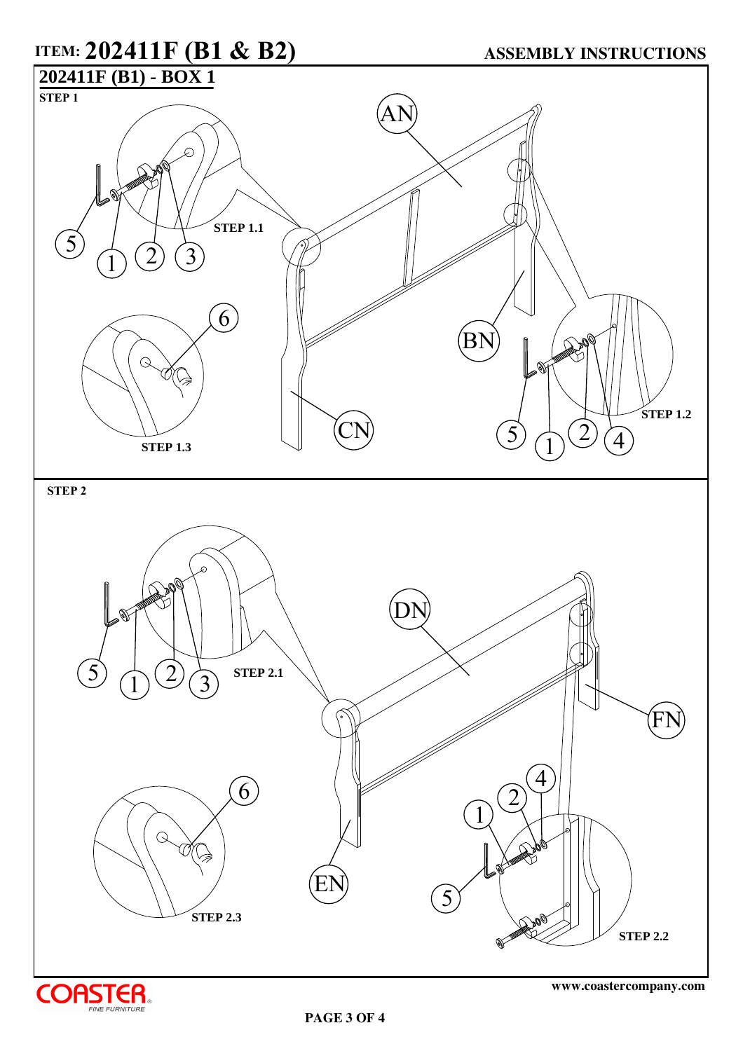# ITEM: 202411F (B1 & B2)

## ASSEMBLY INSTRUCTIONS

## 202411F (B1) - BOX 1

**STEP 1**

AN

STEP 1.1

5 1 2 3

6

BN

CN

STEP 1.3

STEP 1.2

5 1 2 4

**STEP 2**

DN

5 1 2 3

STEP 2.1

FN

6

4

2

1

EN

5

STEP 2.3

STEP 2.2

www.coastercompany.com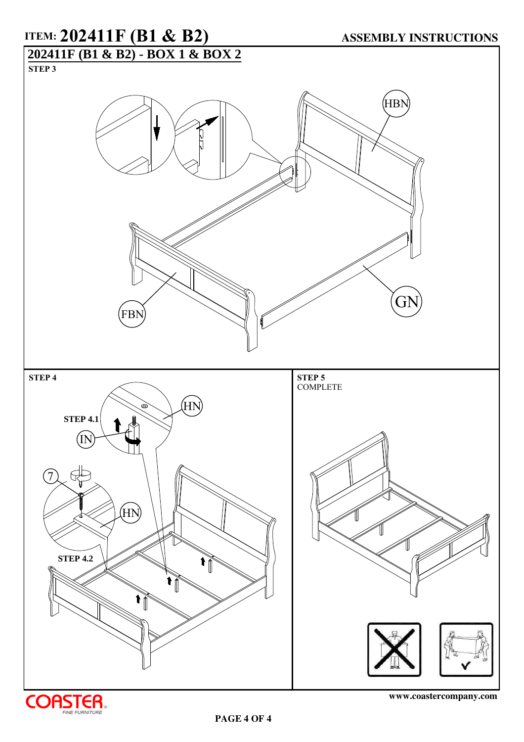# ITEM: 202411F (B1 & B2)

**ASSEMBLY INSTRUCTIONS**

## 202411F (B1 & B2) - BOX 1 & BOX 2

**STEP 3**

HBN

GN

FBN

**STEP 4**

**STEP 4.1**

IN

HN

7

HN

**STEP 4.2**

**STEP 5**
COMPLETE

www.coastercompany.com